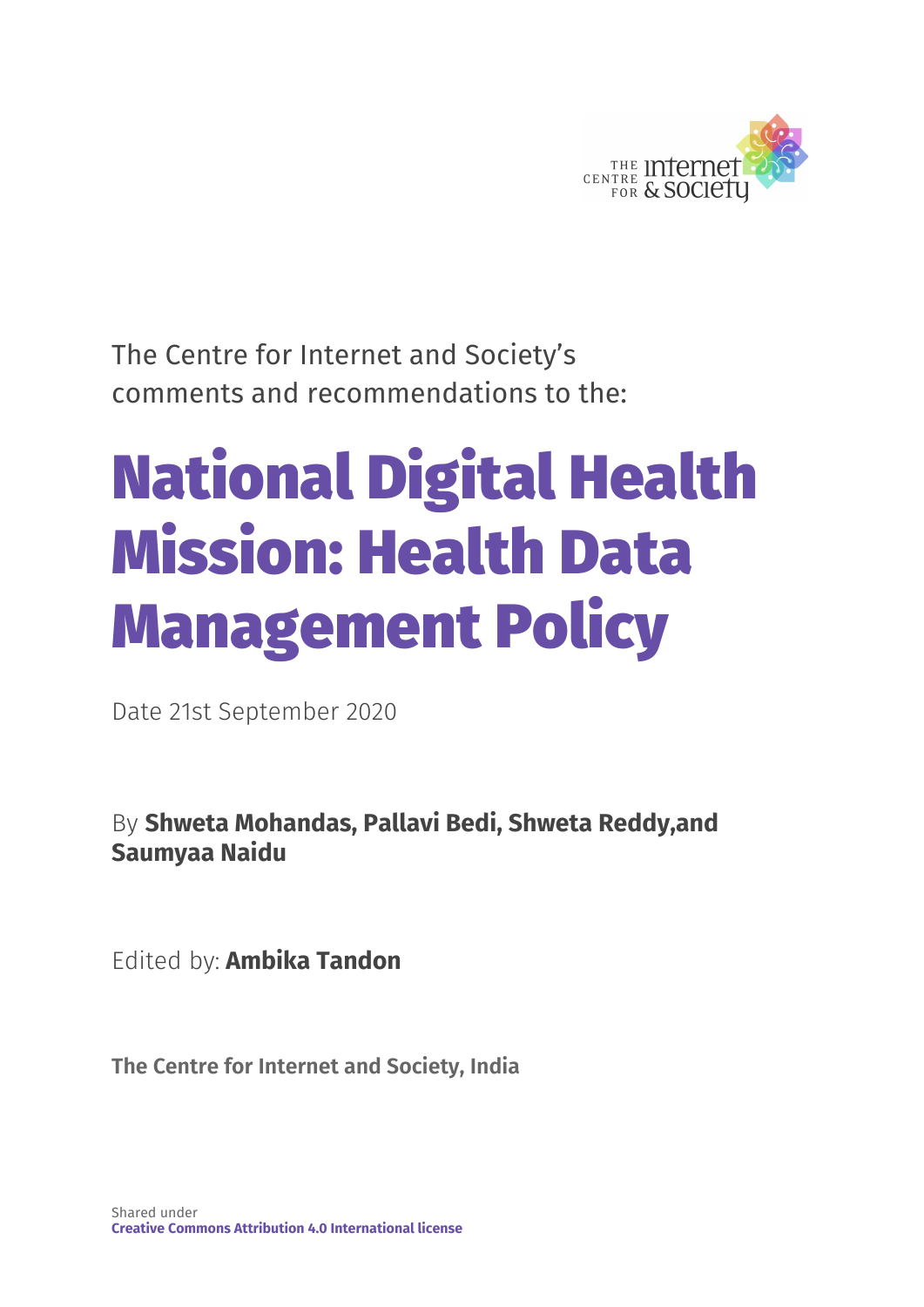The Centre for Internet and Society's comments and recommendations to the:

# National Digital Health Mission: Health Data Management Policy

Date 21st September 2020

By **Shweta Mohandas, Pallavi Bedi, Shweta Reddy,and Saumyaa Naidu**

Edited by: **Ambika Tandon**

**The Centre for Internet and Society, India**

Shared under
**Creative Commons Attribution 4.0 International license**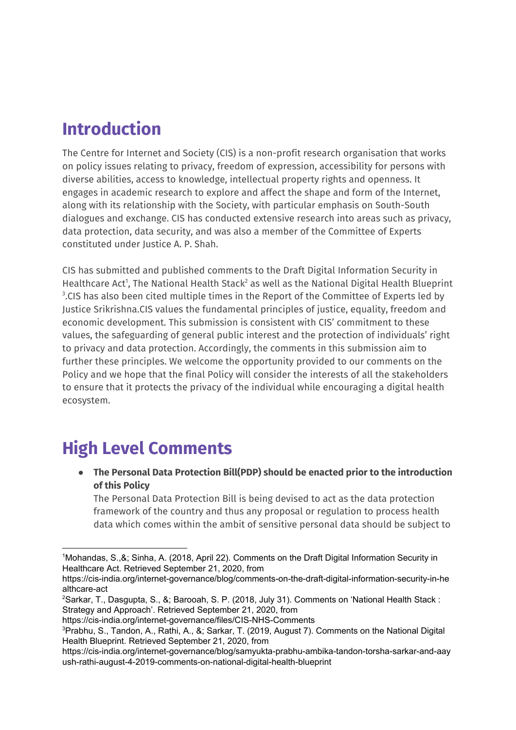## Introduction

The Centre for Internet and Society (CIS) is a non-profit research organisation that works on policy issues relating to privacy, freedom of expression, accessibility for persons with diverse abilities, access to knowledge, intellectual property rights and openness. It engages in academic research to explore and affect the shape and form of the Internet, along with its relationship with the Society, with particular emphasis on South-South dialogues and exchange. CIS has conducted extensive research into areas such as privacy, data protection, data security, and was also a member of the Committee of Experts constituted under Justice A. P. Shah.

CIS has submitted and published comments to the Draft Digital Information Security in Healthcare Act[1], The National Health Stack[2] as well as the National Digital Health Blueprint [3].CIS has also been cited multiple times in the Report of the Committee of Experts led by Justice Srikrishna.CIS values the fundamental principles of justice, equality, freedom and economic development. This submission is consistent with CIS' commitment to these values, the safeguarding of general public interest and the protection of individuals' right to privacy and data protection. Accordingly, the comments in this submission aim to further these principles. We welcome the opportunity provided to our comments on the Policy and we hope that the final Policy will consider the interests of all the stakeholders to ensure that it protects the privacy of the individual while encouraging a digital health ecosystem.

## High Level Comments

- **The Personal Data Protection Bill(PDP) should be enacted prior to the introduction of this Policy**

  The Personal Data Protection Bill is being devised to act as the data protection framework of the country and thus any proposal or regulation to process health data which comes within the ambit of sensitive personal data should be subject to

---

[1] Mohandas, S.,&; Sinha, A. (2018, April 22). Comments on the Draft Digital Information Security in Healthcare Act. Retrieved September 21, 2020, from https://cis-india.org/internet-governance/blog/comments-on-the-draft-digital-information-security-in-healthcare-act

[2] Sarkar, T., Dasgupta, S., &; Barooah, S. P. (2018, July 31). Comments on 'National Health Stack : Strategy and Approach'. Retrieved September 21, 2020, from https://cis-india.org/internet-governance/files/CIS-NHS-Comments

[3] Prabhu, S., Tandon, A., Rathi, A., &; Sarkar, T. (2019, August 7). Comments on the National Digital Health Blueprint. Retrieved September 21, 2020, from https://cis-india.org/internet-governance/blog/samyukta-prabhu-ambika-tandon-torsha-sarkar-and-aayush-rathi-august-4-2019-comments-on-national-digital-health-blueprint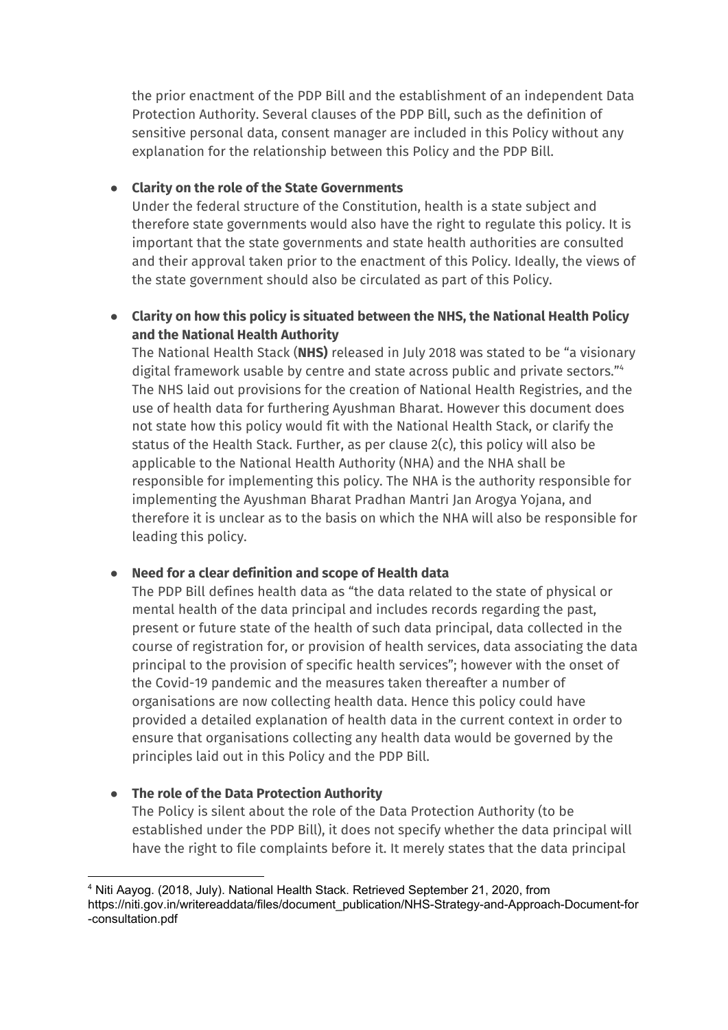the prior enactment of the PDP Bill and the establishment of an independent Data Protection Authority. Several clauses of the PDP Bill, such as the definition of sensitive personal data, consent manager are included in this Policy without any explanation for the relationship between this Policy and the PDP Bill.

- **Clarity on the role of the State Governments**

  Under the federal structure of the Constitution, health is a state subject and therefore state governments would also have the right to regulate this policy. It is important that the state governments and state health authorities are consulted and their approval taken prior to the enactment of this Policy. Ideally, the views of the state government should also be circulated as part of this Policy.

- **Clarity on how this policy is situated between the NHS, the National Health Policy and the National Health Authority**

  The National Health Stack (**NHS)** released in July 2018 was stated to be "a visionary digital framework usable by centre and state across public and private sectors."[4] The NHS laid out provisions for the creation of National Health Registries, and the use of health data for furthering Ayushman Bharat. However this document does not state how this policy would fit with the National Health Stack, or clarify the status of the Health Stack. Further, as per clause 2(c), this policy will also be applicable to the National Health Authority (NHA) and the NHA shall be responsible for implementing this policy. The NHA is the authority responsible for implementing the Ayushman Bharat Pradhan Mantri Jan Arogya Yojana, and therefore it is unclear as to the basis on which the NHA will also be responsible for leading this policy.

- **Need for a clear definition and scope of Health data**

  The PDP Bill defines health data as "the data related to the state of physical or mental health of the data principal and includes records regarding the past, present or future state of the health of such data principal, data collected in the course of registration for, or provision of health services, data associating the data principal to the provision of specific health services"; however with the onset of the Covid-19 pandemic and the measures taken thereafter a number of organisations are now collecting health data. Hence this policy could have provided a detailed explanation of health data in the current context in order to ensure that organisations collecting any health data would be governed by the principles laid out in this Policy and the PDP Bill.

- **The role of the Data Protection Authority**

  The Policy is silent about the role of the Data Protection Authority (to be established under the PDP Bill), it does not specify whether the data principal will have the right to file complaints before it. It merely states that the data principal

---

[4] Niti Aayog. (2018, July). National Health Stack. Retrieved September 21, 2020, from https://niti.gov.in/writereaddata/files/document_publication/NHS-Strategy-and-Approach-Document-for-consultation.pdf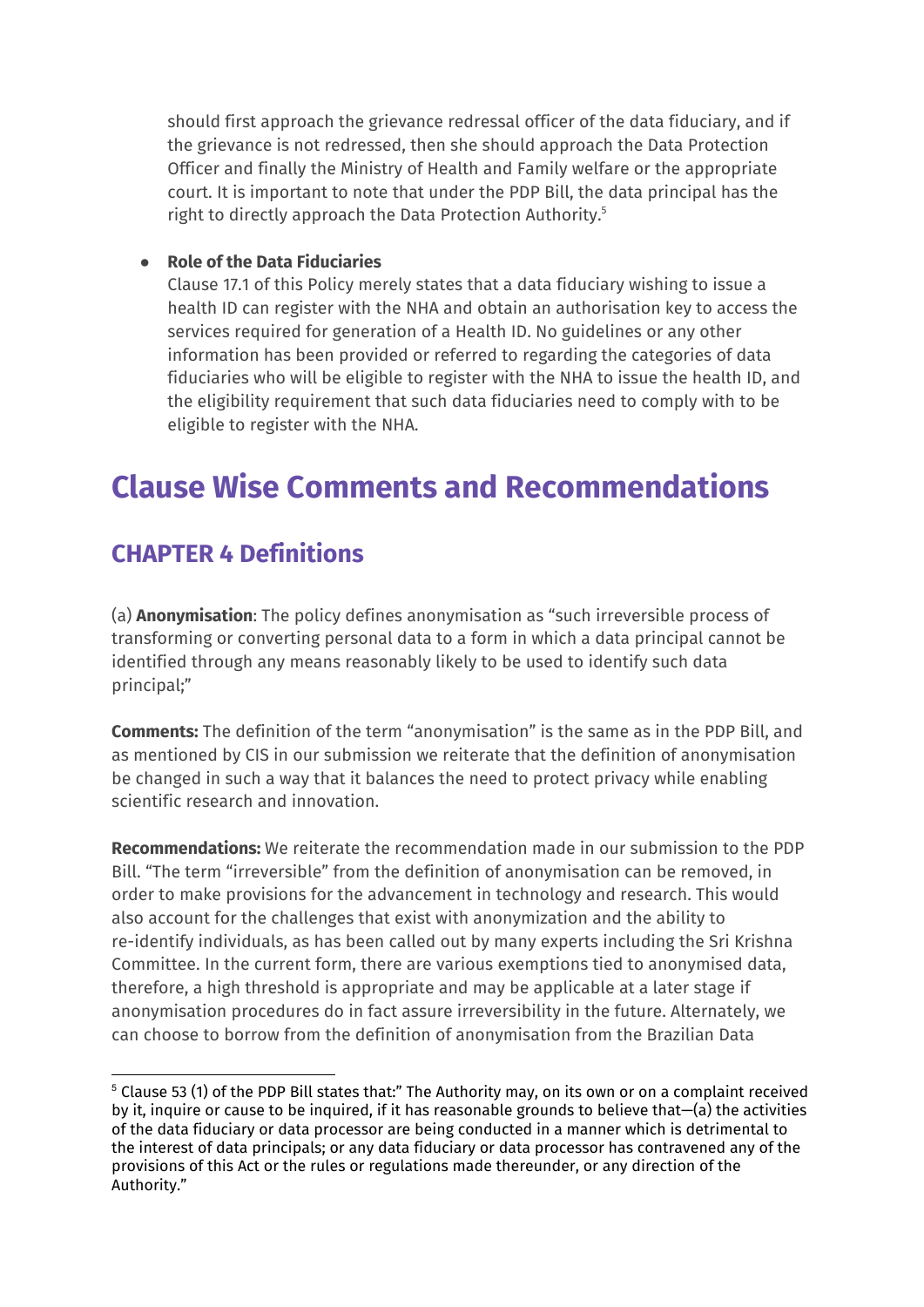should first approach the grievance redressal officer of the data fiduciary, and if the grievance is not redressed, then she should approach the Data Protection Officer and finally the Ministry of Health and Family welfare or the appropriate court. It is important to note that under the PDP Bill, the data principal has the right to directly approach the Data Protection Authority.[5]

- **Role of the Data Fiduciaries**
  Clause 17.1 of this Policy merely states that a data fiduciary wishing to issue a health ID can register with the NHA and obtain an authorisation key to access the services required for generation of a Health ID. No guidelines or any other information has been provided or referred to regarding the categories of data fiduciaries who will be eligible to register with the NHA to issue the health ID, and the eligibility requirement that such data fiduciaries need to comply with to be eligible to register with the NHA.

# Clause Wise Comments and Recommendations

## CHAPTER 4 Definitions

(a) **Anonymisation**: The policy defines anonymisation as "such irreversible process of transforming or converting personal data to a form in which a data principal cannot be identified through any means reasonably likely to be used to identify such data principal;"

**Comments:** The definition of the term "anonymisation" is the same as in the PDP Bill, and as mentioned by CIS in our submission we reiterate that the definition of anonymisation be changed in such a way that it balances the need to protect privacy while enabling scientific research and innovation.

**Recommendations:** We reiterate the recommendation made in our submission to the PDP Bill. "The term "irreversible" from the definition of anonymisation can be removed, in order to make provisions for the advancement in technology and research. This would also account for the challenges that exist with anonymization and the ability to re-identify individuals, as has been called out by many experts including the Sri Krishna Committee. In the current form, there are various exemptions tied to anonymised data, therefore, a high threshold is appropriate and may be applicable at a later stage if anonymisation procedures do in fact assure irreversibility in the future. Alternately, we can choose to borrow from the definition of anonymisation from the Brazilian Data

---

[5] Clause 53 (1) of the PDP Bill states that:" The Authority may, on its own or on a complaint received by it, inquire or cause to be inquired, if it has reasonable grounds to believe that—(a) the activities of the data fiduciary or data processor are being conducted in a manner which is detrimental to the interest of data principals; or any data fiduciary or data processor has contravened any of the provisions of this Act or the rules or regulations made thereunder, or any direction of the Authority."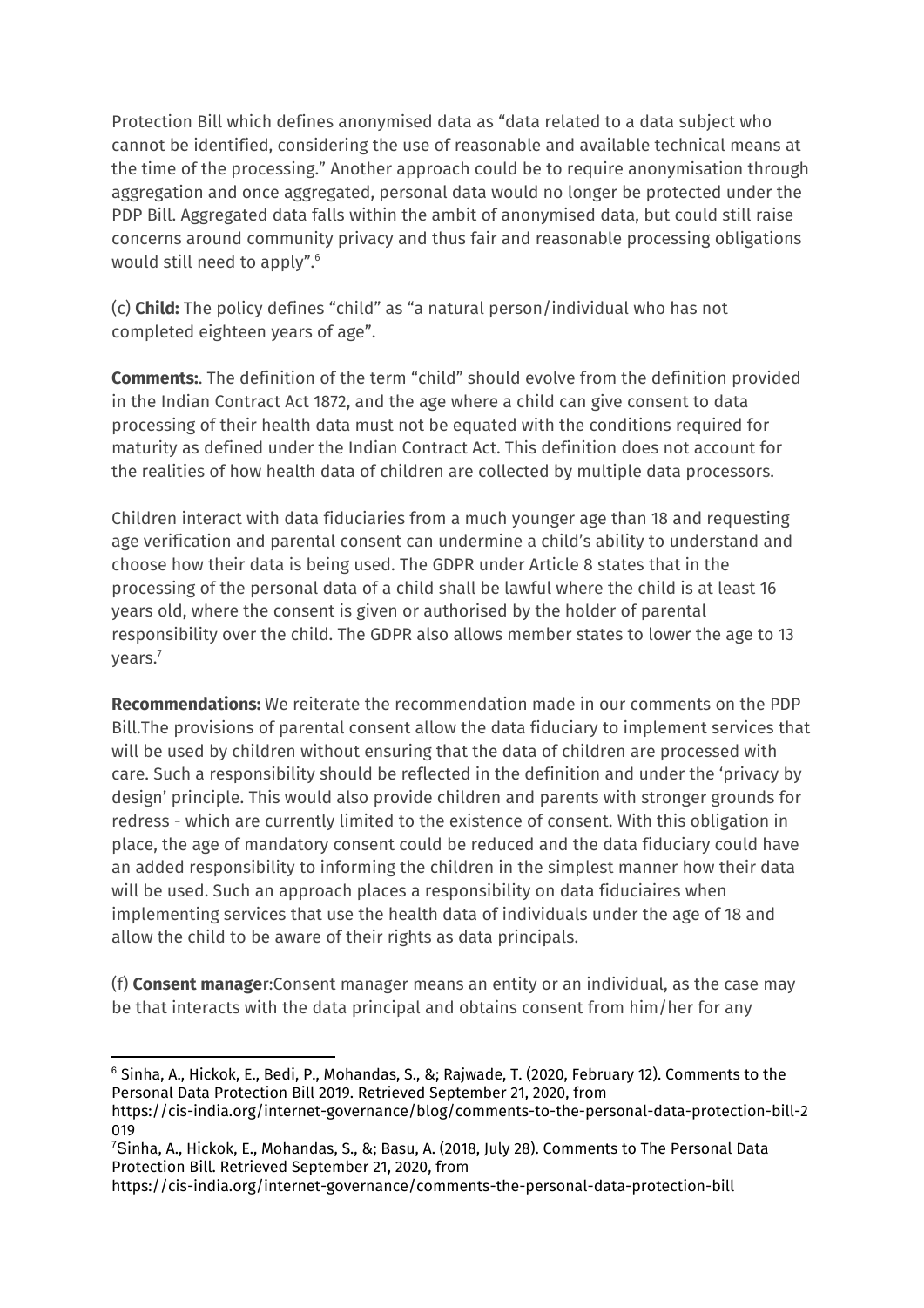Protection Bill which defines anonymised data as "data related to a data subject who cannot be identified, considering the use of reasonable and available technical means at the time of the processing." Another approach could be to require anonymisation through aggregation and once aggregated, personal data would no longer be protected under the PDP Bill. Aggregated data falls within the ambit of anonymised data, but could still raise concerns around community privacy and thus fair and reasonable processing obligations would still need to apply".[6]

(c) **Child:** The policy defines "child" as "a natural person/individual who has not completed eighteen years of age".

**Comments:**. The definition of the term "child" should evolve from the definition provided in the Indian Contract Act 1872, and the age where a child can give consent to data processing of their health data must not be equated with the conditions required for maturity as defined under the Indian Contract Act. This definition does not account for the realities of how health data of children are collected by multiple data processors.

Children interact with data fiduciaries from a much younger age than 18 and requesting age verification and parental consent can undermine a child's ability to understand and choose how their data is being used. The GDPR under Article 8 states that in the processing of the personal data of a child shall be lawful where the child is at least 16 years old, where the consent is given or authorised by the holder of parental responsibility over the child. The GDPR also allows member states to lower the age to 13 years.[7]

**Recommendations:** We reiterate the recommendation made in our comments on the PDP Bill.The provisions of parental consent allow the data fiduciary to implement services that will be used by children without ensuring that the data of children are processed with care. Such a responsibility should be reflected in the definition and under the 'privacy by design' principle. This would also provide children and parents with stronger grounds for redress - which are currently limited to the existence of consent. With this obligation in place, the age of mandatory consent could be reduced and the data fiduciary could have an added responsibility to informing the children in the simplest manner how their data will be used. Such an approach places a responsibility on data fiduciaires when implementing services that use the health data of individuals under the age of 18 and allow the child to be aware of their rights as data principals.

(f) **Consent manage**r:Consent manager means an entity or an individual, as the case may be that interacts with the data principal and obtains consent from him/her for any

---

[6] Sinha, A., Hickok, E., Bedi, P., Mohandas, S., &; Rajwade, T. (2020, February 12). Comments to the Personal Data Protection Bill 2019. Retrieved September 21, 2020, from https://cis-india.org/internet-governance/blog/comments-to-the-personal-data-protection-bill-2019

[7] Sinha, A., Hickok, E., Mohandas, S., &; Basu, A. (2018, July 28). Comments to The Personal Data Protection Bill. Retrieved September 21, 2020, from https://cis-india.org/internet-governance/comments-the-personal-data-protection-bill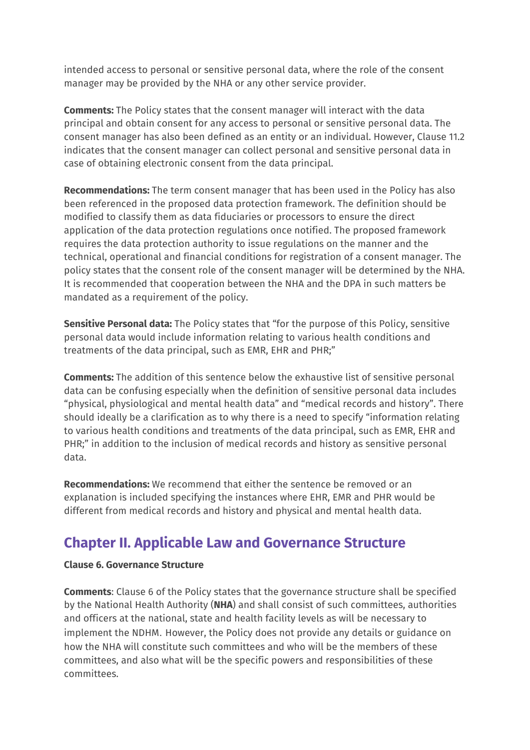intended access to personal or sensitive personal data, where the role of the consent manager may be provided by the NHA or any other service provider.

**Comments:** The Policy states that the consent manager will interact with the data principal and obtain consent for any access to personal or sensitive personal data. The consent manager has also been defined as an entity or an individual. However, Clause 11.2 indicates that the consent manager can collect personal and sensitive personal data in case of obtaining electronic consent from the data principal.

**Recommendations:** The term consent manager that has been used in the Policy has also been referenced in the proposed data protection framework. The definition should be modified to classify them as data fiduciaries or processors to ensure the direct application of the data protection regulations once notified. The proposed framework requires the data protection authority to issue regulations on the manner and the technical, operational and financial conditions for registration of a consent manager. The policy states that the consent role of the consent manager will be determined by the NHA. It is recommended that cooperation between the NHA and the DPA in such matters be mandated as a requirement of the policy.

**Sensitive Personal data:** The Policy states that "for the purpose of this Policy, sensitive personal data would include information relating to various health conditions and treatments of the data principal, such as EMR, EHR and PHR;"

**Comments:** The addition of this sentence below the exhaustive list of sensitive personal data can be confusing especially when the definition of sensitive personal data includes "physical, physiological and mental health data" and "medical records and history". There should ideally be a clarification as to why there is a need to specify "information relating to various health conditions and treatments of the data principal, such as EMR, EHR and PHR;" in addition to the inclusion of medical records and history as sensitive personal data.

**Recommendations:** We recommend that either the sentence be removed or an explanation is included specifying the instances where EHR, EMR and PHR would be different from medical records and history and physical and mental health data.

## Chapter II. Applicable Law and Governance Structure

**Clause 6. Governance Structure**

**Comments**: Clause 6 of the Policy states that the governance structure shall be specified by the National Health Authority (**NHA**) and shall consist of such committees, authorities and officers at the national, state and health facility levels as will be necessary to implement the NDHM. However, the Policy does not provide any details or guidance on how the NHA will constitute such committees and who will be the members of these committees, and also what will be the specific powers and responsibilities of these committees.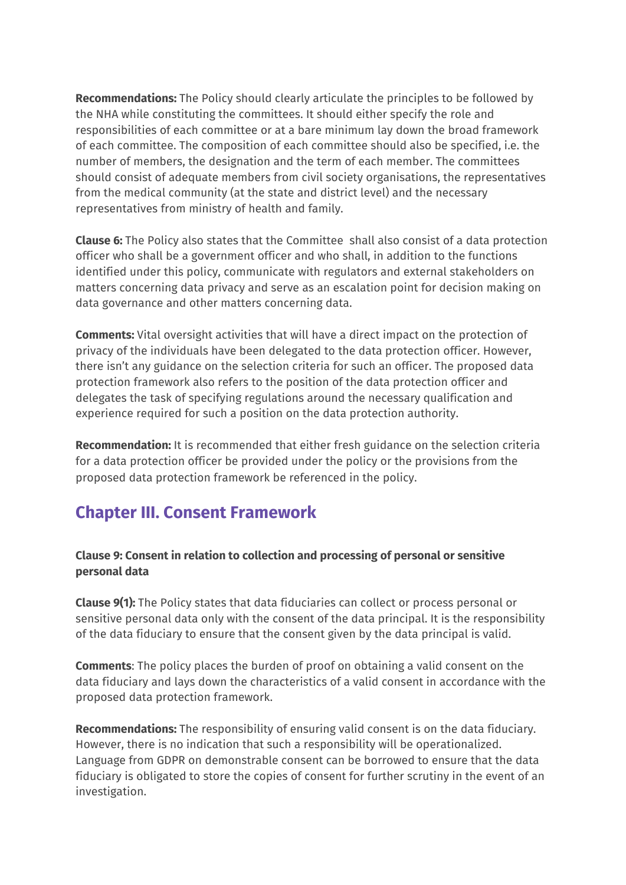**Recommendations:** The Policy should clearly articulate the principles to be followed by the NHA while constituting the committees. It should either specify the role and responsibilities of each committee or at a bare minimum lay down the broad framework of each committee. The composition of each committee should also be specified, i.e. the number of members, the designation and the term of each member. The committees should consist of adequate members from civil society organisations, the representatives from the medical community (at the state and district level) and the necessary representatives from ministry of health and family.

**Clause 6:** The Policy also states that the Committee shall also consist of a data protection officer who shall be a government officer and who shall, in addition to the functions identified under this policy, communicate with regulators and external stakeholders on matters concerning data privacy and serve as an escalation point for decision making on data governance and other matters concerning data.

**Comments:** Vital oversight activities that will have a direct impact on the protection of privacy of the individuals have been delegated to the data protection officer. However, there isn't any guidance on the selection criteria for such an officer. The proposed data protection framework also refers to the position of the data protection officer and delegates the task of specifying regulations around the necessary qualification and experience required for such a position on the data protection authority.

**Recommendation:** It is recommended that either fresh guidance on the selection criteria for a data protection officer be provided under the policy or the provisions from the proposed data protection framework be referenced in the policy.

## Chapter III. Consent Framework

### Clause 9: Consent in relation to collection and processing of personal or sensitive personal data

**Clause 9(1):** The Policy states that data fiduciaries can collect or process personal or sensitive personal data only with the consent of the data principal. It is the responsibility of the data fiduciary to ensure that the consent given by the data principal is valid.

**Comments**: The policy places the burden of proof on obtaining a valid consent on the data fiduciary and lays down the characteristics of a valid consent in accordance with the proposed data protection framework.

**Recommendations:** The responsibility of ensuring valid consent is on the data fiduciary. However, there is no indication that such a responsibility will be operationalized. Language from GDPR on demonstrable consent can be borrowed to ensure that the data fiduciary is obligated to store the copies of consent for further scrutiny in the event of an investigation.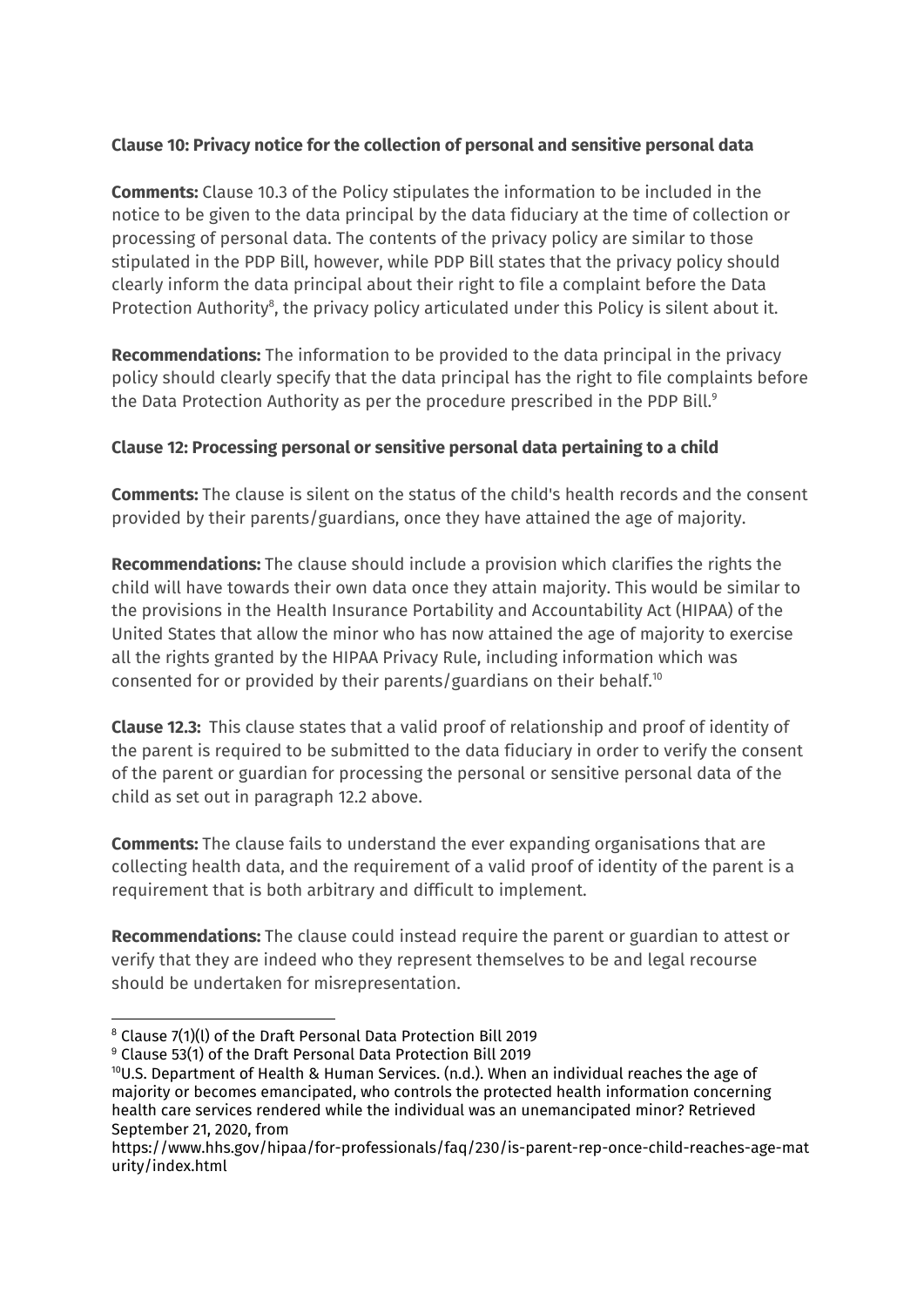**Clause 10: Privacy notice for the collection of personal and sensitive personal data**

**Comments:** Clause 10.3 of the Policy stipulates the information to be included in the notice to be given to the data principal by the data fiduciary at the time of collection or processing of personal data. The contents of the privacy policy are similar to those stipulated in the PDP Bill, however, while PDP Bill states that the privacy policy should clearly inform the data principal about their right to file a complaint before the Data Protection Authority[8], the privacy policy articulated under this Policy is silent about it.

**Recommendations:** The information to be provided to the data principal in the privacy policy should clearly specify that the data principal has the right to file complaints before the Data Protection Authority as per the procedure prescribed in the PDP Bill.[9]

**Clause 12: Processing personal or sensitive personal data pertaining to a child**

**Comments:** The clause is silent on the status of the child's health records and the consent provided by their parents/guardians, once they have attained the age of majority.

**Recommendations:** The clause should include a provision which clarifies the rights the child will have towards their own data once they attain majority. This would be similar to the provisions in the Health Insurance Portability and Accountability Act (HIPAA) of the United States that allow the minor who has now attained the age of majority to exercise all the rights granted by the HIPAA Privacy Rule, including information which was consented for or provided by their parents/guardians on their behalf.[10]

**Clause 12.3:** This clause states that a valid proof of relationship and proof of identity of the parent is required to be submitted to the data fiduciary in order to verify the consent of the parent or guardian for processing the personal or sensitive personal data of the child as set out in paragraph 12.2 above.

**Comments:** The clause fails to understand the ever expanding organisations that are collecting health data, and the requirement of a valid proof of identity of the parent is a requirement that is both arbitrary and difficult to implement.

**Recommendations:** The clause could instead require the parent or guardian to attest or verify that they are indeed who they represent themselves to be and legal recourse should be undertaken for misrepresentation.

---

[8] Clause 7(1)(l) of the Draft Personal Data Protection Bill 2019

[9] Clause 53(1) of the Draft Personal Data Protection Bill 2019

[10] U.S. Department of Health & Human Services. (n.d.). When an individual reaches the age of majority or becomes emancipated, who controls the protected health information concerning health care services rendered while the individual was an unemancipated minor? Retrieved September 21, 2020, from https://www.hhs.gov/hipaa/for-professionals/faq/230/is-parent-rep-once-child-reaches-age-maturity/index.html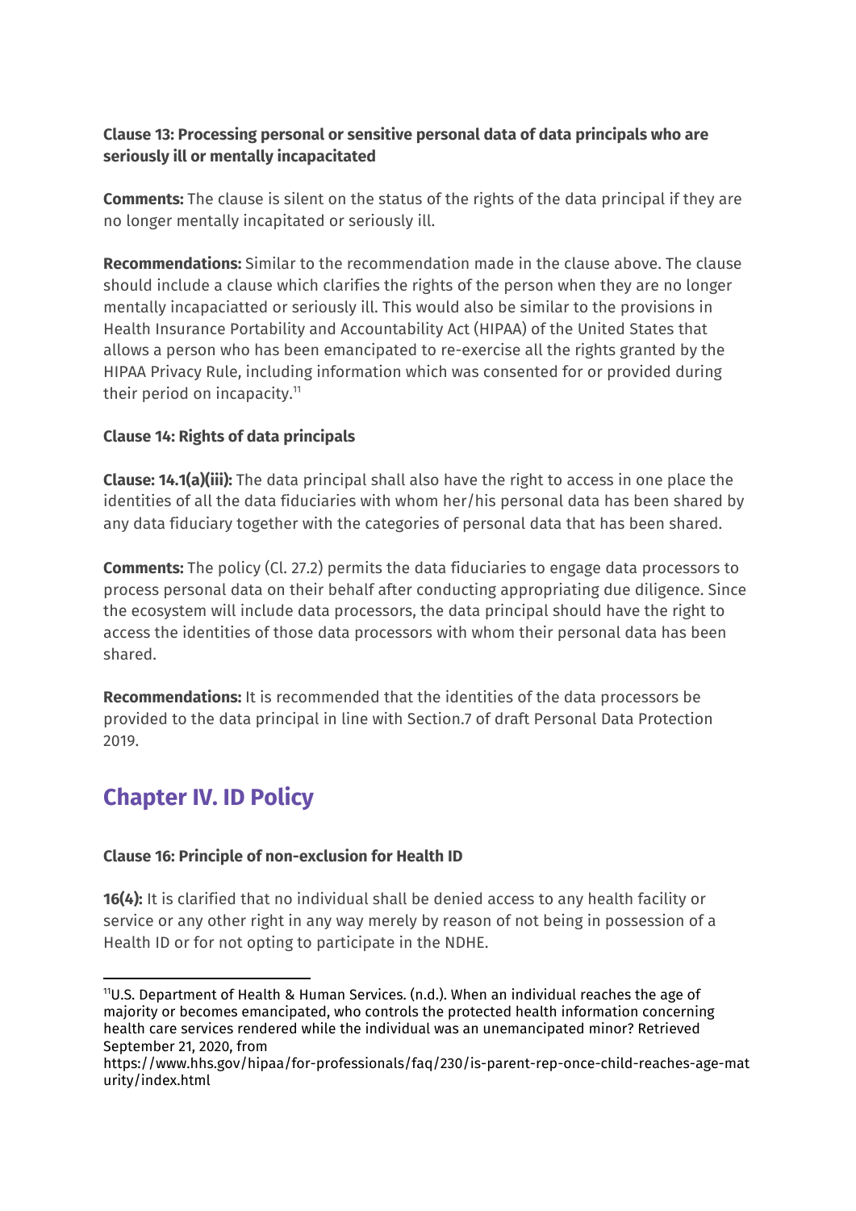**Clause 13: Processing personal or sensitive personal data of data principals who are seriously ill or mentally incapacitated**

**Comments:** The clause is silent on the status of the rights of the data principal if they are no longer mentally incapitated or seriously ill.

**Recommendations:** Similar to the recommendation made in the clause above. The clause should include a clause which clarifies the rights of the person when they are no longer mentally incapaciatted or seriously ill. This would also be similar to the provisions in Health Insurance Portability and Accountability Act (HIPAA) of the United States that allows a person who has been emancipated to re-exercise all the rights granted by the HIPAA Privacy Rule, including information which was consented for or provided during their period on incapacity.[11]

**Clause 14: Rights of data principals**

**Clause: 14.1(a)(iii):** The data principal shall also have the right to access in one place the identities of all the data fiduciaries with whom her/his personal data has been shared by any data fiduciary together with the categories of personal data that has been shared.

**Comments:** The policy (Cl. 27.2) permits the data fiduciaries to engage data processors to process personal data on their behalf after conducting appropriating due diligence. Since the ecosystem will include data processors, the data principal should have the right to access the identities of those data processors with whom their personal data has been shared.

**Recommendations:** It is recommended that the identities of the data processors be provided to the data principal in line with Section.7 of draft Personal Data Protection 2019.

## Chapter IV. ID Policy

**Clause 16: Principle of non-exclusion for Health ID**

**16(4):** It is clarified that no individual shall be denied access to any health facility or service or any other right in any way merely by reason of not being in possession of a Health ID or for not opting to participate in the NDHE.

---

[11] U.S. Department of Health & Human Services. (n.d.). When an individual reaches the age of majority or becomes emancipated, who controls the protected health information concerning health care services rendered while the individual was an unemancipated minor? Retrieved September 21, 2020, from https://www.hhs.gov/hipaa/for-professionals/faq/230/is-parent-rep-once-child-reaches-age-maturity/index.html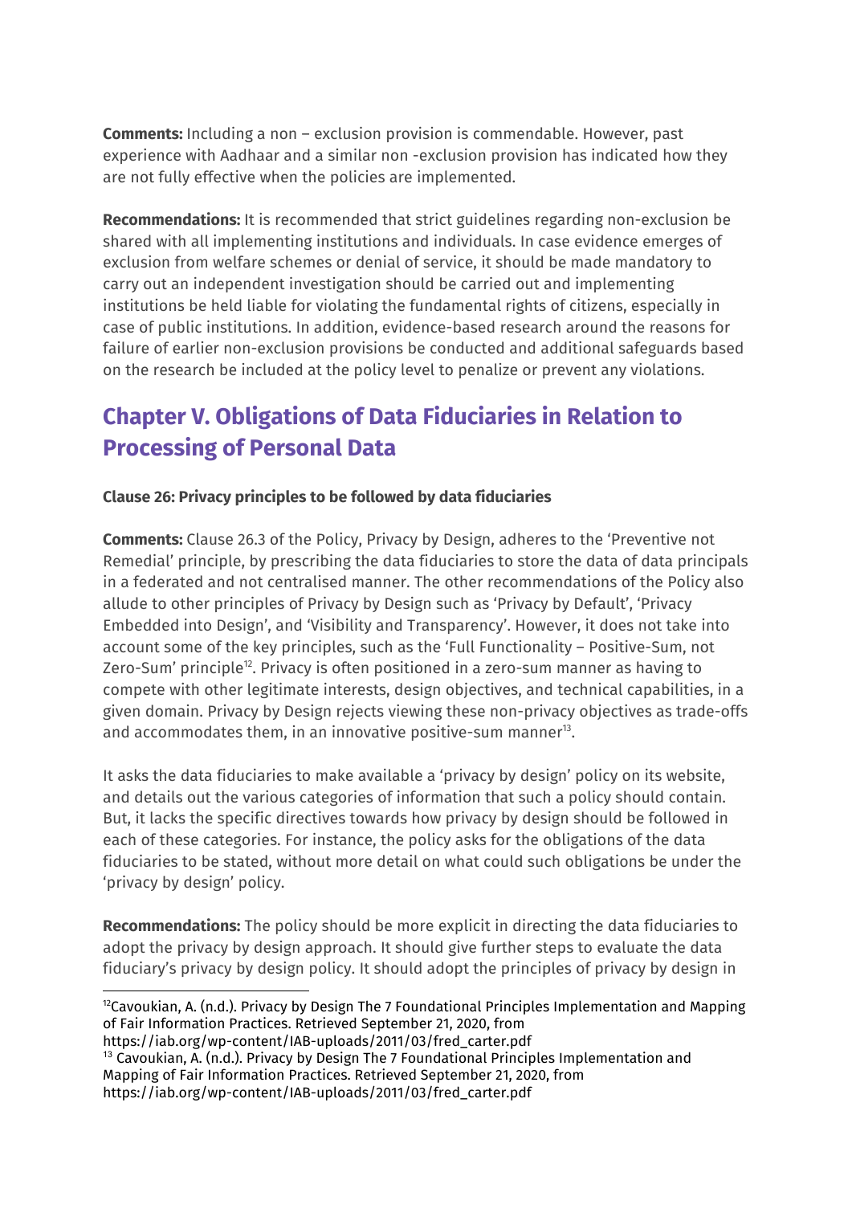**Comments:** Including a non – exclusion provision is commendable. However, past experience with Aadhaar and a similar non -exclusion provision has indicated how they are not fully effective when the policies are implemented.

**Recommendations:** It is recommended that strict guidelines regarding non-exclusion be shared with all implementing institutions and individuals. In case evidence emerges of exclusion from welfare schemes or denial of service, it should be made mandatory to carry out an independent investigation should be carried out and implementing institutions be held liable for violating the fundamental rights of citizens, especially in case of public institutions. In addition, evidence-based research around the reasons for failure of earlier non-exclusion provisions be conducted and additional safeguards based on the research be included at the policy level to penalize or prevent any violations.

## Chapter V. Obligations of Data Fiduciaries in Relation to Processing of Personal Data

**Clause 26: Privacy principles to be followed by data fiduciaries**

**Comments:** Clause 26.3 of the Policy, Privacy by Design, adheres to the 'Preventive not Remedial' principle, by prescribing the data fiduciaries to store the data of data principals in a federated and not centralised manner. The other recommendations of the Policy also allude to other principles of Privacy by Design such as 'Privacy by Default', 'Privacy Embedded into Design', and 'Visibility and Transparency'. However, it does not take into account some of the key principles, such as the 'Full Functionality – Positive-Sum, not Zero-Sum' principle[12]. Privacy is often positioned in a zero-sum manner as having to compete with other legitimate interests, design objectives, and technical capabilities, in a given domain. Privacy by Design rejects viewing these non-privacy objectives as trade-offs and accommodates them, in an innovative positive-sum manner[13].

It asks the data fiduciaries to make available a 'privacy by design' policy on its website, and details out the various categories of information that such a policy should contain. But, it lacks the specific directives towards how privacy by design should be followed in each of these categories. For instance, the policy asks for the obligations of the data fiduciaries to be stated, without more detail on what could such obligations be under the 'privacy by design' policy.

**Recommendations:** The policy should be more explicit in directing the data fiduciaries to adopt the privacy by design approach. It should give further steps to evaluate the data fiduciary's privacy by design policy. It should adopt the principles of privacy by design in

[12] Cavoukian, A. (n.d.). Privacy by Design The 7 Foundational Principles Implementation and Mapping of Fair Information Practices. Retrieved September 21, 2020, from https://iab.org/wp-content/IAB-uploads/2011/03/fred_carter.pdf

[13] Cavoukian, A. (n.d.). Privacy by Design The 7 Foundational Principles Implementation and Mapping of Fair Information Practices. Retrieved September 21, 2020, from https://iab.org/wp-content/IAB-uploads/2011/03/fred_carter.pdf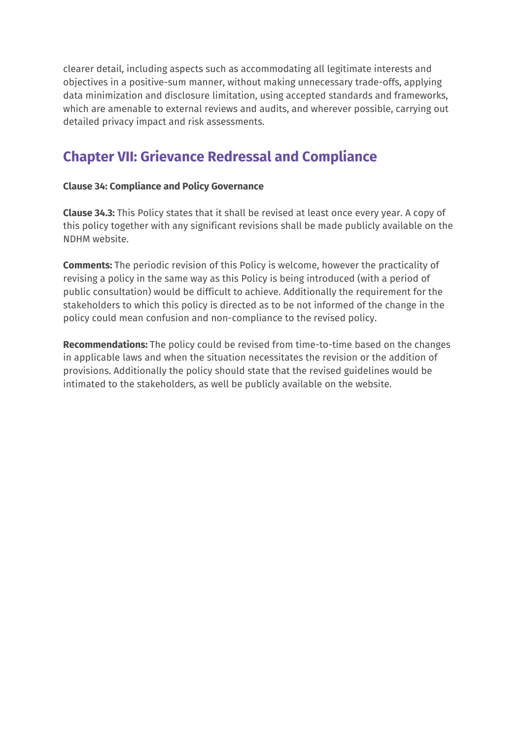clearer detail, including aspects such as accommodating all legitimate interests and objectives in a positive-sum manner, without making unnecessary trade-offs, applying data minimization and disclosure limitation, using accepted standards and frameworks, which are amenable to external reviews and audits, and wherever possible, carrying out detailed privacy impact and risk assessments.

## Chapter VII: Grievance Redressal and Compliance

**Clause 34: Compliance and Policy Governance**

**Clause 34.3:** This Policy states that it shall be revised at least once every year. A copy of this policy together with any significant revisions shall be made publicly available on the NDHM website.

**Comments:** The periodic revision of this Policy is welcome, however the practicality of revising a policy in the same way as this Policy is being introduced (with a period of public consultation) would be difficult to achieve. Additionally the requirement for the stakeholders to which this policy is directed as to be not informed of the change in the policy could mean confusion and non-compliance to the revised policy.

**Recommendations:** The policy could be revised from time-to-time based on the changes in applicable laws and when the situation necessitates the revision or the addition of provisions. Additionally the policy should state that the revised guidelines would be intimated to the stakeholders, as well be publicly available on the website.